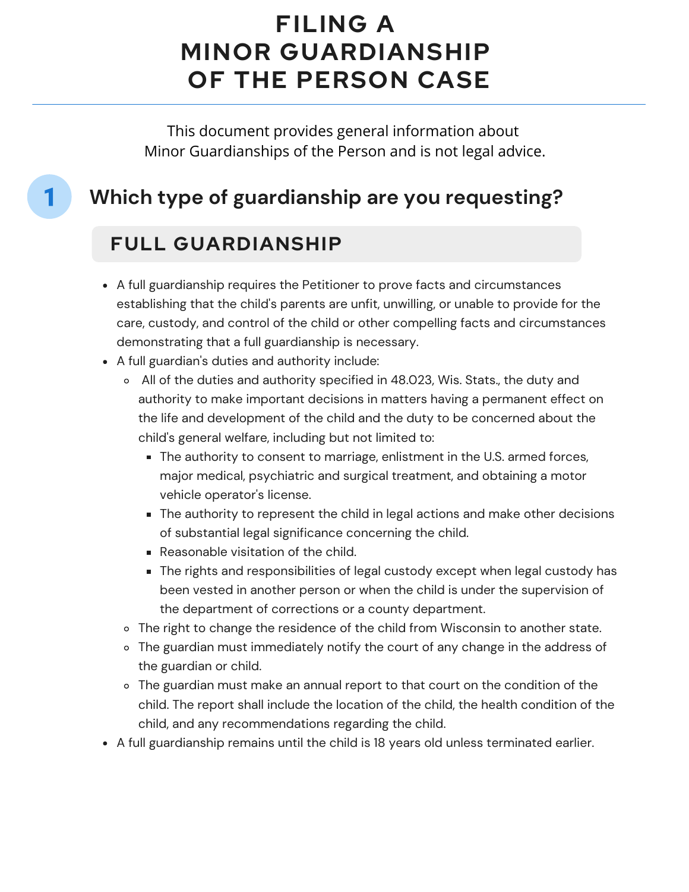# FILING A MINOR GUARDIANSHIP OF THE PERSON CASE

This document provides general information about Minor Guardianships of the Person and is not legal advice.

## 1 Which type of guardianship are you requesting?

### FULL GUARDIANSHIP

- A full guardianship requires the Petitioner to prove facts and circumstances establishing that the child's parents are unfit, unwilling, or unable to provide for the care, custody, and control of the child or other compelling facts and circumstances demonstrating that a full guardianship is necessary.
- A full guardian's duties and authority include:
  - All of the duties and authority specified in 48.023, Wis. Stats., the duty and authority to make important decisions in matters having a permanent effect on the life and development of the child and the duty to be concerned about the child's general welfare, including but not limited to:
    - The authority to consent to marriage, enlistment in the U.S. armed forces, major medical, psychiatric and surgical treatment, and obtaining a motor vehicle operator's license.
    - The authority to represent the child in legal actions and make other decisions of substantial legal significance concerning the child.
    - Reasonable visitation of the child.
    - The rights and responsibilities of legal custody except when legal custody has been vested in another person or when the child is under the supervision of the department of corrections or a county department.
  - The right to change the residence of the child from Wisconsin to another state.
  - The guardian must immediately notify the court of any change in the address of the guardian or child.
  - The guardian must make an annual report to that court on the condition of the child. The report shall include the location of the child, the health condition of the child, and any recommendations regarding the child.
- A full guardianship remains until the child is 18 years old unless terminated earlier.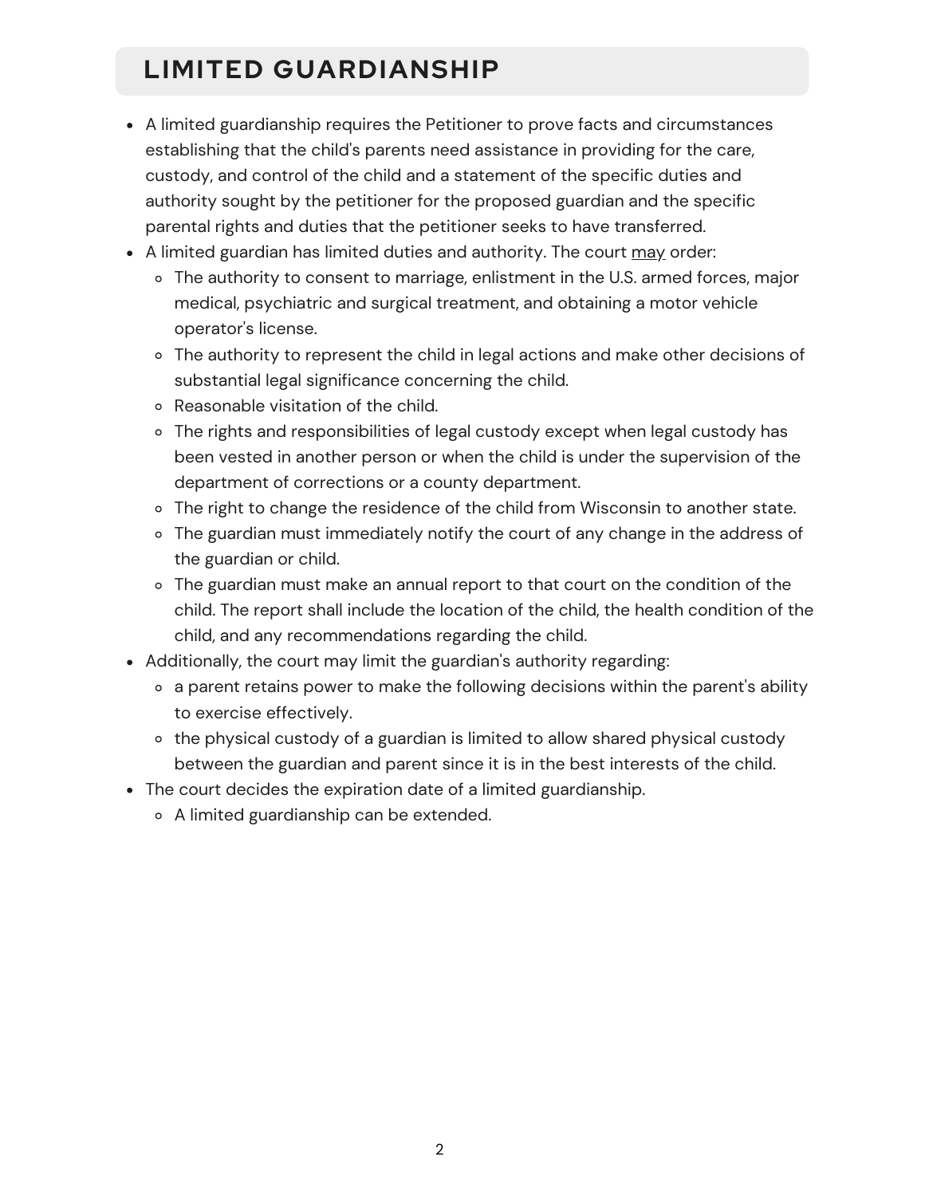## LIMITED GUARDIANSHIP

- A limited guardianship requires the Petitioner to prove facts and circumstances establishing that the child's parents need assistance in providing for the care, custody, and control of the child and a statement of the specific duties and authority sought by the petitioner for the proposed guardian and the specific parental rights and duties that the petitioner seeks to have transferred.
- A limited guardian has limited duties and authority. The court <u>may</u> order:
  - The authority to consent to marriage, enlistment in the U.S. armed forces, major medical, psychiatric and surgical treatment, and obtaining a motor vehicle operator's license.
  - The authority to represent the child in legal actions and make other decisions of substantial legal significance concerning the child.
  - Reasonable visitation of the child.
  - The rights and responsibilities of legal custody except when legal custody has been vested in another person or when the child is under the supervision of the department of corrections or a county department.
  - The right to change the residence of the child from Wisconsin to another state.
  - The guardian must immediately notify the court of any change in the address of the guardian or child.
  - The guardian must make an annual report to that court on the condition of the child. The report shall include the location of the child, the health condition of the child, and any recommendations regarding the child.
- Additionally, the court may limit the guardian's authority regarding:
  - a parent retains power to make the following decisions within the parent's ability to exercise effectively.
  - the physical custody of a guardian is limited to allow shared physical custody between the guardian and parent since it is in the best interests of the child.
- The court decides the expiration date of a limited guardianship.
  - A limited guardianship can be extended.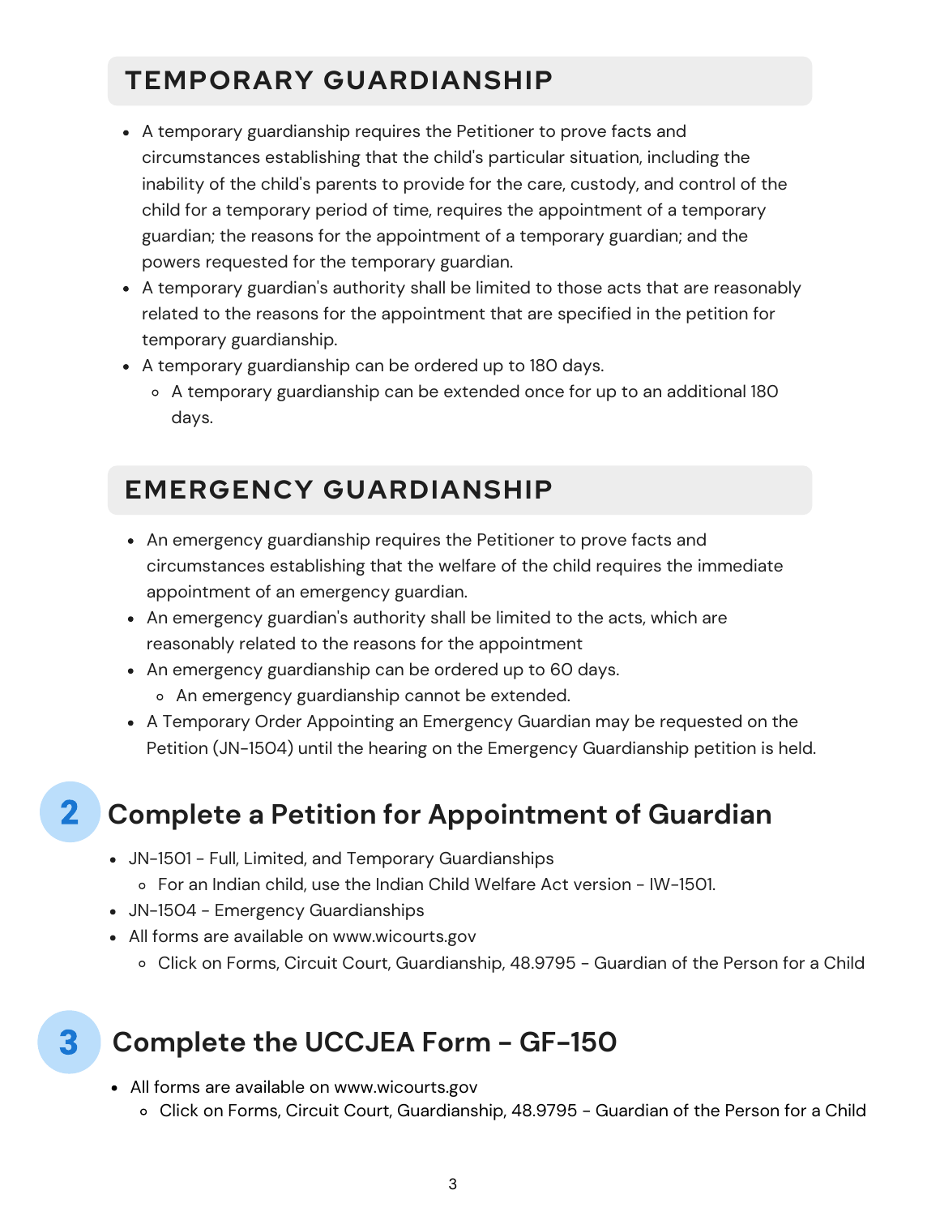## TEMPORARY GUARDIANSHIP

- A temporary guardianship requires the Petitioner to prove facts and circumstances establishing that the child's particular situation, including the inability of the child's parents to provide for the care, custody, and control of the child for a temporary period of time, requires the appointment of a temporary guardian; the reasons for the appointment of a temporary guardian; and the powers requested for the temporary guardian.
- A temporary guardian's authority shall be limited to those acts that are reasonably related to the reasons for the appointment that are specified in the petition for temporary guardianship.
- A temporary guardianship can be ordered up to 180 days.
  - A temporary guardianship can be extended once for up to an additional 180 days.

## EMERGENCY GUARDIANSHIP

- An emergency guardianship requires the Petitioner to prove facts and circumstances establishing that the welfare of the child requires the immediate appointment of an emergency guardian.
- An emergency guardian's authority shall be limited to the acts, which are reasonably related to the reasons for the appointment
- An emergency guardianship can be ordered up to 60 days.
  - An emergency guardianship cannot be extended.
- A Temporary Order Appointing an Emergency Guardian may be requested on the Petition (JN-1504) until the hearing on the Emergency Guardianship petition is held.

## 2 Complete a Petition for Appointment of Guardian

- JN-1501 - Full, Limited, and Temporary Guardianships
  - For an Indian child, use the Indian Child Welfare Act version - IW-1501.
- JN-1504 - Emergency Guardianships
- All forms are available on www.wicourts.gov
  - Click on Forms, Circuit Court, Guardianship, 48.9795 - Guardian of the Person for a Child

## 3 Complete the UCCJEA Form - GF-150

- All forms are available on www.wicourts.gov
  - Click on Forms, Circuit Court, Guardianship, 48.9795 - Guardian of the Person for a Child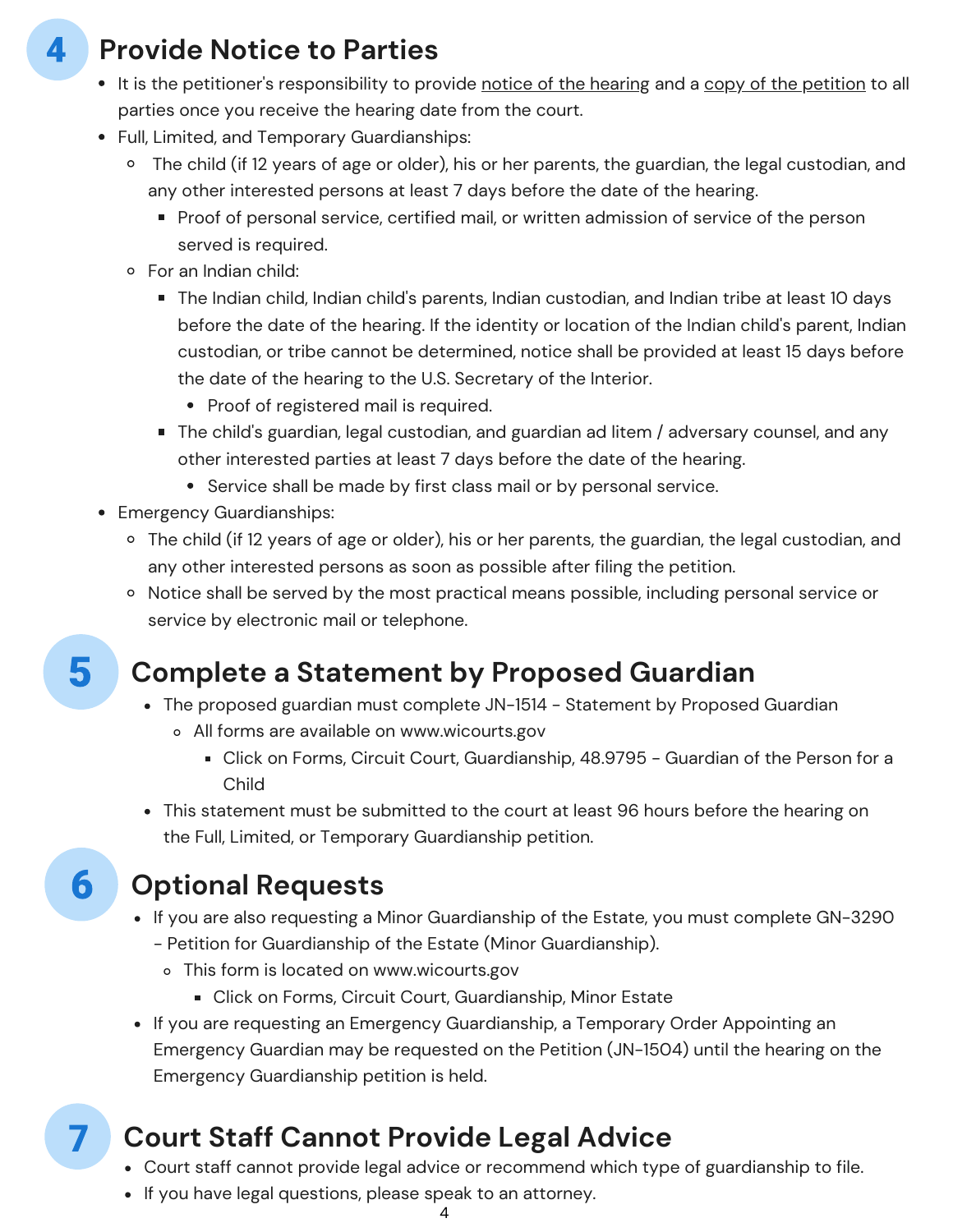## 4 Provide Notice to Parties

- It is the petitioner's responsibility to provide notice of the hearing and a copy of the petition to all parties once you receive the hearing date from the court.
- Full, Limited, and Temporary Guardianships:
  - The child (if 12 years of age or older), his or her parents, the guardian, the legal custodian, and any other interested persons at least 7 days before the date of the hearing.
    - Proof of personal service, certified mail, or written admission of service of the person served is required.
  - For an Indian child:
    - The Indian child, Indian child's parents, Indian custodian, and Indian tribe at least 10 days before the date of the hearing. If the identity or location of the Indian child's parent, Indian custodian, or tribe cannot be determined, notice shall be provided at least 15 days before the date of the hearing to the U.S. Secretary of the Interior.
      - Proof of registered mail is required.
    - The child's guardian, legal custodian, and guardian ad litem / adversary counsel, and any other interested parties at least 7 days before the date of the hearing.
      - Service shall be made by first class mail or by personal service.
- Emergency Guardianships:
  - The child (if 12 years of age or older), his or her parents, the guardian, the legal custodian, and any other interested persons as soon as possible after filing the petition.
  - Notice shall be served by the most practical means possible, including personal service or service by electronic mail or telephone.

## 5 Complete a Statement by Proposed Guardian

- The proposed guardian must complete JN-1514 - Statement by Proposed Guardian
  - All forms are available on www.wicourts.gov
    - Click on Forms, Circuit Court, Guardianship, 48.9795 - Guardian of the Person for a Child
- This statement must be submitted to the court at least 96 hours before the hearing on the Full, Limited, or Temporary Guardianship petition.

## 6 Optional Requests

- If you are also requesting a Minor Guardianship of the Estate, you must complete GN-3290 - Petition for Guardianship of the Estate (Minor Guardianship).
  - This form is located on www.wicourts.gov
    - Click on Forms, Circuit Court, Guardianship, Minor Estate
- If you are requesting an Emergency Guardianship, a Temporary Order Appointing an Emergency Guardian may be requested on the Petition (JN-1504) until the hearing on the Emergency Guardianship petition is held.

## 7 Court Staff Cannot Provide Legal Advice

- Court staff cannot provide legal advice or recommend which type of guardianship to file.
- If you have legal questions, please speak to an attorney.